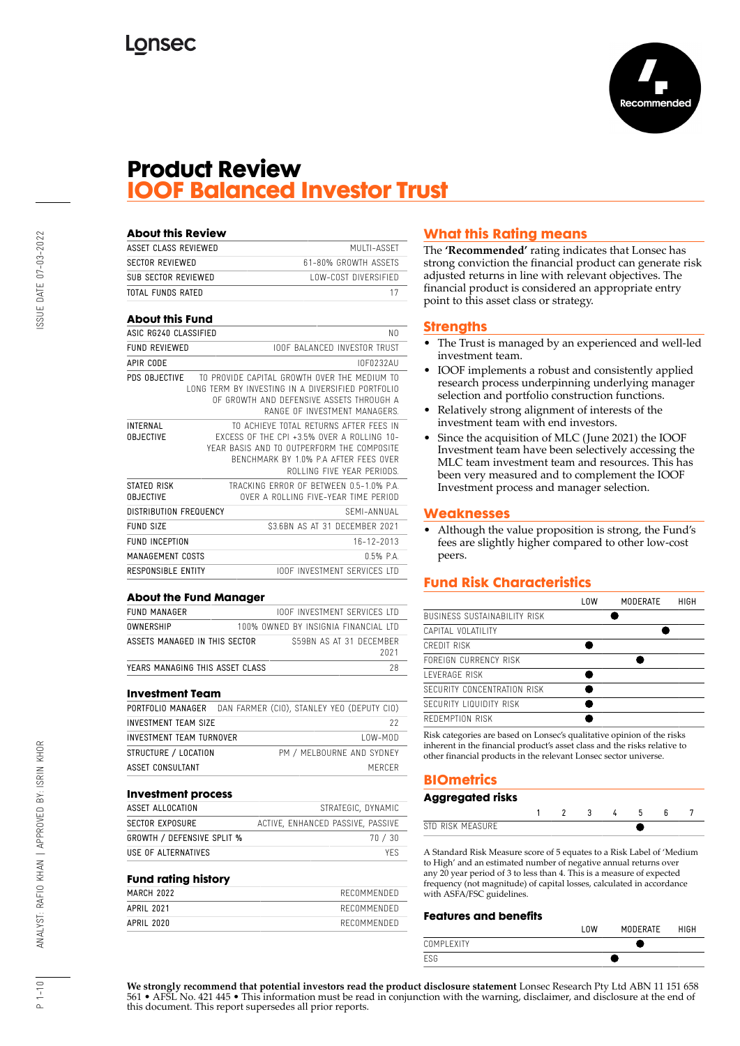Lonsec

Recommended

# Product Review
## IOOF Balanced Investor Trust

### About this Review

| | |
|---|---|
| ASSET CLASS REVIEWED | MULTI-ASSET |
| SECTOR REVIEWED | 61-80% GROWTH ASSETS |
| SUB SECTOR REVIEWED | LOW-COST DIVERSIFIED |
| TOTAL FUNDS RATED | 17 |

### About this Fund

| | |
|---|---|
| ASIC RG240 CLASSIFIED | NO |
| FUND REVIEWED | IOOF BALANCED INVESTOR TRUST |
| APIR CODE | IOF0232AU |
| PDS OBJECTIVE | TO PROVIDE CAPITAL GROWTH OVER THE MEDIUM TO LONG TERM BY INVESTING IN A DIVERSIFIED PORTFOLIO OF GROWTH AND DEFENSIVE ASSETS THROUGH A RANGE OF INVESTMENT MANAGERS. |
| INTERNAL OBJECTIVE | TO ACHIEVE TOTAL RETURNS AFTER FEES IN EXCESS OF THE CPI +3.5% OVER A ROLLING 10-YEAR BASIS AND TO OUTPERFORM THE COMPOSITE BENCHMARK BY 1.0% P.A AFTER FEES OVER ROLLING FIVE YEAR PERIODS. |
| STATED RISK OBJECTIVE | TRACKING ERROR OF BETWEEN 0.5-1.0% P.A. OVER A ROLLING FIVE-YEAR TIME PERIOD |
| DISTRIBUTION FREQUENCY | SEMI-ANNUAL |
| FUND SIZE | $3.6BN AS AT 31 DECEMBER 2021 |
| FUND INCEPTION | 16-12-2013 |
| MANAGEMENT COSTS | 0.5% P.A. |
| RESPONSIBLE ENTITY | IOOF INVESTMENT SERVICES LTD |

### About the Fund Manager

| | |
|---|---|
| FUND MANAGER | IOOF INVESTMENT SERVICES LTD |
| OWNERSHIP | 100% OWNED BY INSIGNIA FINANCIAL LTD |
| ASSETS MANAGED IN THIS SECTOR | $59BN AS AT 31 DECEMBER 2021 |
| YEARS MANAGING THIS ASSET CLASS | 28 |

### Investment Team

| | |
|---|---|
| PORTFOLIO MANAGER | DAN FARMER (CIO), STANLEY YEO (DEPUTY CIO) |
| INVESTMENT TEAM SIZE | 22 |
| INVESTMENT TEAM TURNOVER | LOW-MOD |
| STRUCTURE / LOCATION | PM / MELBOURNE AND SYDNEY |
| ASSET CONSULTANT | MERCER |

### Investment process

| | |
|---|---|
| ASSET ALLOCATION | STRATEGIC, DYNAMIC |
| SECTOR EXPOSURE | ACTIVE, ENHANCED PASSIVE, PASSIVE |
| GROWTH / DEFENSIVE SPLIT % | 70 / 30 |
| USE OF ALTERNATIVES | YES |

### Fund rating history

| | |
|---|---|
| MARCH 2022 | RECOMMENDED |
| APRIL 2021 | RECOMMENDED |
| APRIL 2020 | RECOMMENDED |

### What this Rating means

The **'Recommended'** rating indicates that Lonsec has strong conviction the financial product can generate risk adjusted returns in line with relevant objectives. The financial product is considered an appropriate entry point to this asset class or strategy.

### Strengths

- The Trust is managed by an experienced and well-led investment team.
- IOOF implements a robust and consistently applied research process underpinning underlying manager selection and portfolio construction functions.
- Relatively strong alignment of interests of the investment team with end investors.
- Since the acquisition of MLC (June 2021) the IOOF Investment team have been selectively accessing the MLC team investment team and resources. This has been very measured and to complement the IOOF Investment process and manager selection.

### Weaknesses

- Although the value proposition is strong, the Fund's fees are slightly higher compared to other low-cost peers.

### Fund Risk Characteristics

| | LOW | | MODERATE | | HIGH |
|---|---|---|---|---|---|
| BUSINESS SUSTAINABILITY RISK | | ● | | | |
| CAPITAL VOLATILITY | | | | ● | |
| CREDIT RISK | ● | | | | |
| FOREIGN CURRENCY RISK | | | ● | | |
| LEVERAGE RISK | ● | | | | |
| SECURITY CONCENTRATION RISK | ● | | | | |
| SECURITY LIQUIDITY RISK | ● | | | | |
| REDEMPTION RISK | ● | | | | |

Risk categories are based on Lonsec's qualitative opinion of the risks inherent in the financial product's asset class and the risks relative to other financial products in the relevant Lonsec sector universe.

### BIOmetrics

#### Aggregated risks

| | 1 | 2 | 3 | 4 | 5 | 6 | 7 |
|---|---|---|---|---|---|---|---|
| STD RISK MEASURE | | | | | ● | | |

A Standard Risk Measure score of 5 equates to a Risk Label of 'Medium to High' and an estimated number of negative annual returns over any 20 year period of 3 to less than 4. This is a measure of expected frequency (not magnitude) of capital losses, calculated in accordance with ASFA/FSC guidelines.

#### Features and benefits

| | LOW | | MODERATE | | HIGH |
|---|---|---|---|---|---|
| COMPLEXITY | | | ● | | |
| ESG | | ● | | | |

**We strongly recommend that potential investors read the product disclosure statement** Lonsec Research Pty Ltd ABN 11 151 658 561 • AFSL No. 421 445 • This information must be read in conjunction with the warning, disclaimer, and disclosure at the end of this document. This report supersedes all prior reports.

ISSUE DATE 07-03-2022

ANALYST: RAFIO KHAN | APPROVED BY: ISRIN KHOR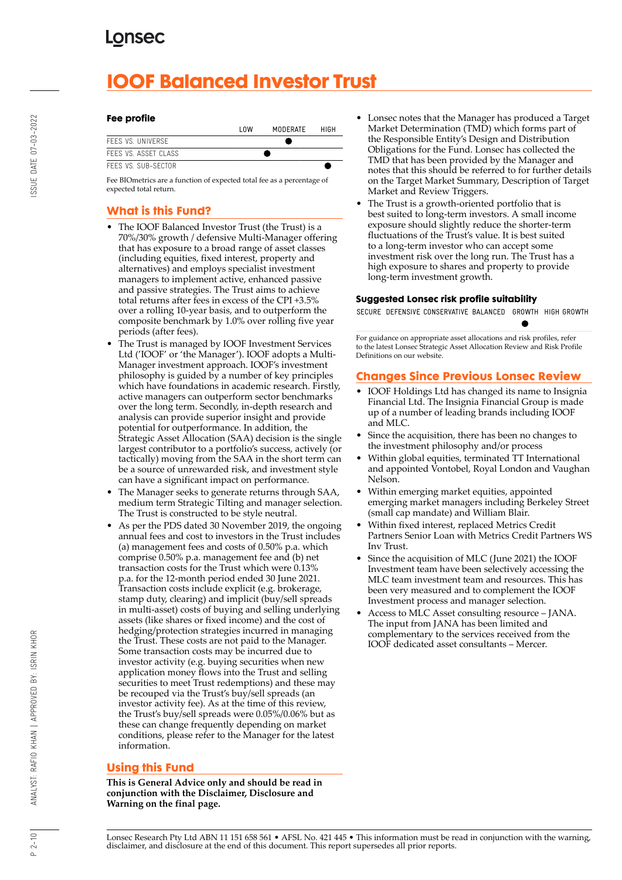# IOOF Balanced Investor Trust

### Fee profile

| | LOW | MODERATE | HIGH |
|---|---|---|---|
| FEES VS. UNIVERSE | | ● | |
| FEES VS. ASSET CLASS | ● | | |
| FEES VS. SUB-SECTOR | | | ● |

Fee BIOmetrics are a function of expected total fee as a percentage of expected total return.

## What is this Fund?

- The IOOF Balanced Investor Trust (the Trust) is a 70%/30% growth / defensive Multi-Manager offering that has exposure to a broad range of asset classes (including equities, fixed interest, property and alternatives) and employs specialist investment managers to implement active, enhanced passive and passive strategies. The Trust aims to achieve total returns after fees in excess of the CPI +3.5% over a rolling 10-year basis, and to outperform the composite benchmark by 1.0% over rolling five year periods (after fees).
- The Trust is managed by IOOF Investment Services Ltd ('IOOF' or 'the Manager'). IOOF adopts a Multi-Manager investment approach. IOOF's investment philosophy is guided by a number of key principles which have foundations in academic research. Firstly, active managers can outperform sector benchmarks over the long term. Secondly, in-depth research and analysis can provide superior insight and provide potential for outperformance. In addition, the Strategic Asset Allocation (SAA) decision is the single largest contributor to a portfolio's success, actively (or tactically) moving from the SAA in the short term can be a source of unrewarded risk, and investment style can have a significant impact on performance.
- The Manager seeks to generate returns through SAA, medium term Strategic Tilting and manager selection. The Trust is constructed to be style neutral.
- As per the PDS dated 30 November 2019, the ongoing annual fees and cost to investors in the Trust includes (a) management fees and costs of 0.50% p.a. which comprise 0.50% p.a. management fee and (b) net transaction costs for the Trust which were 0.13% p.a. for the 12-month period ended 30 June 2021. Transaction costs include explicit (e.g. brokerage, stamp duty, clearing) and implicit (buy/sell spreads in multi-asset) costs of buying and selling underlying assets (like shares or fixed income) and the cost of hedging/protection strategies incurred in managing the Trust. These costs are not paid to the Manager. Some transaction costs may be incurred due to investor activity (e.g. buying securities when new application money flows into the Trust and selling securities to meet Trust redemptions) and these may be recouped via the Trust's buy/sell spreads (an investor activity fee). As at the time of this review, the Trust's buy/sell spreads were 0.05%/0.06% but as these can change frequently depending on market conditions, please refer to the Manager for the latest information.

## Using this Fund

**This is General Advice only and should be read in conjunction with the Disclaimer, Disclosure and Warning on the final page.**

- Lonsec notes that the Manager has produced a Target Market Determination (TMD) which forms part of the Responsible Entity's Design and Distribution Obligations for the Fund. Lonsec has collected the TMD that has been provided by the Manager and notes that this should be referred to for further details on the Target Market Summary, Description of Target Market and Review Triggers.
- The Trust is a growth-oriented portfolio that is best suited to long-term investors. A small income exposure should slightly reduce the shorter-term fluctuations of the Trust's value. It is best suited to a long-term investor who can accept some investment risk over the long run. The Trust has a high exposure to shares and property to provide long-term investment growth.

### Suggested Lonsec risk profile suitability

| SECURE | DEFENSIVE | CONSERVATIVE | BALANCED | GROWTH | HIGH GROWTH |
|---|---|---|---|---|---|
| | | | | ● | |

For guidance on appropriate asset allocations and risk profiles, refer to the latest Lonsec Strategic Asset Allocation Review and Risk Profile Definitions on our website.

## Changes Since Previous Lonsec Review

- IOOF Holdings Ltd has changed its name to Insignia Financial Ltd. The Insignia Financial Group is made up of a number of leading brands including IOOF and MLC.
- Since the acquisition, there has been no changes to the investment philosophy and/or process
- Within global equities, terminated TT International and appointed Vontobel, Royal London and Vaughan Nelson.
- Within emerging market equities, appointed emerging market managers including Berkeley Street (small cap mandate) and William Blair.
- Within fixed interest, replaced Metrics Credit Partners Senior Loan with Metrics Credit Partners WS Inv Trust.
- Since the acquisition of MLC (June 2021) the IOOF Investment team have been selectively accessing the MLC team investment team and resources. This has been very measured and to complement the IOOF Investment process and manager selection.
- Access to MLC Asset consulting resource – JANA. The input from JANA has been limited and complementary to the services received from the IOOF dedicated asset consultants – Mercer.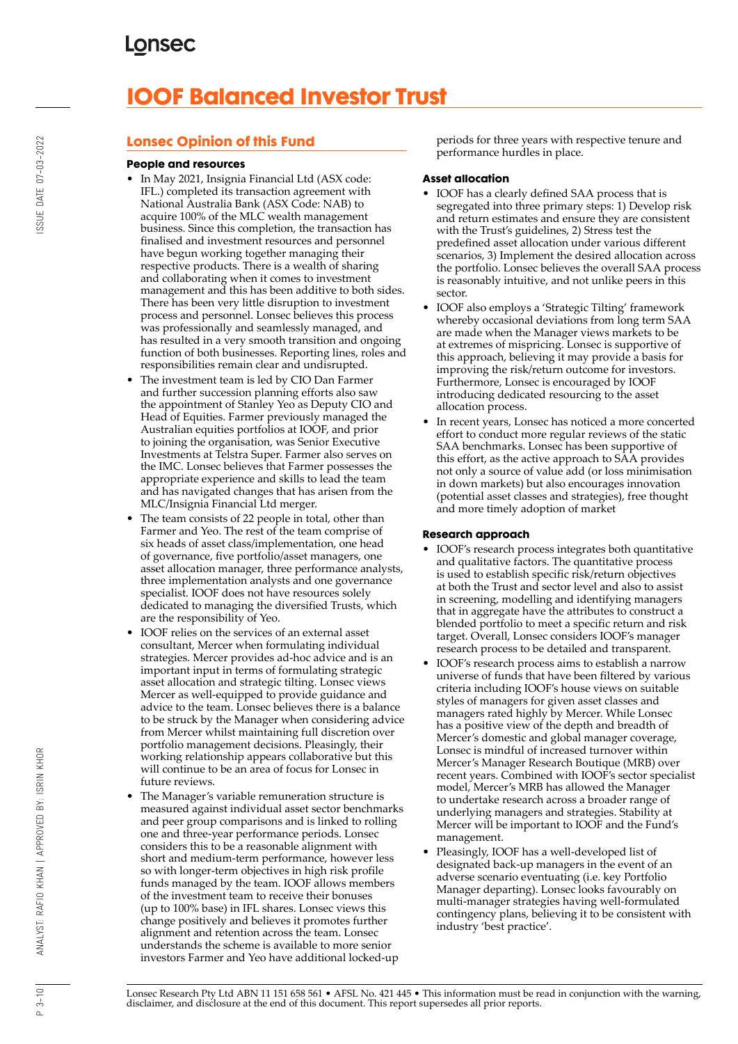# IOOF Balanced Investor Trust

## Lonsec Opinion of this Fund

### People and resources

- In May 2021, Insignia Financial Ltd (ASX code: IFL.) completed its transaction agreement with National Australia Bank (ASX Code: NAB) to acquire 100% of the MLC wealth management business. Since this completion, the transaction has finalised and investment resources and personnel have begun working together managing their respective products. There is a wealth of sharing and collaborating when it comes to investment management and this has been additive to both sides. There has been very little disruption to investment process and personnel. Lonsec believes this process was professionally and seamlessly managed, and has resulted in a very smooth transition and ongoing function of both businesses. Reporting lines, roles and responsibilities remain clear and undisrupted.
- The investment team is led by CIO Dan Farmer and further succession planning efforts also saw the appointment of Stanley Yeo as Deputy CIO and Head of Equities. Farmer previously managed the Australian equities portfolios at IOOF, and prior to joining the organisation, was Senior Executive Investments at Telstra Super. Farmer also serves on the IMC. Lonsec believes that Farmer possesses the appropriate experience and skills to lead the team and has navigated changes that has arisen from the MLC/Insignia Financial Ltd merger.
- The team consists of 22 people in total, other than Farmer and Yeo. The rest of the team comprise of six heads of asset class/implementation, one head of governance, five portfolio/asset managers, one asset allocation manager, three performance analysts, three implementation analysts and one governance specialist. IOOF does not have resources solely dedicated to managing the diversified Trusts, which are the responsibility of Yeo.
- IOOF relies on the services of an external asset consultant, Mercer when formulating individual strategies. Mercer provides ad-hoc advice and is an important input in terms of formulating strategic asset allocation and strategic tilting. Lonsec views Mercer as well-equipped to provide guidance and advice to the team. Lonsec believes there is a balance to be struck by the Manager when considering advice from Mercer whilst maintaining full discretion over portfolio management decisions. Pleasingly, their working relationship appears collaborative but this will continue to be an area of focus for Lonsec in future reviews.
- The Manager's variable remuneration structure is measured against individual asset sector benchmarks and peer group comparisons and is linked to rolling one and three-year performance periods. Lonsec considers this to be a reasonable alignment with short and medium-term performance, however less so with longer-term objectives in high risk profile funds managed by the team. IOOF allows members of the investment team to receive their bonuses (up to 100% base) in IFL shares. Lonsec views this change positively and believes it promotes further alignment and retention across the team. Lonsec understands the scheme is available to more senior investors Farmer and Yeo have additional locked-up periods for three years with respective tenure and performance hurdles in place.

### Asset allocation

- IOOF has a clearly defined SAA process that is segregated into three primary steps: 1) Develop risk and return estimates and ensure they are consistent with the Trust's guidelines, 2) Stress test the predefined asset allocation under various different scenarios, 3) Implement the desired allocation across the portfolio. Lonsec believes the overall SAA process is reasonably intuitive, and not unlike peers in this sector.
- IOOF also employs a 'Strategic Tilting' framework whereby occasional deviations from long term SAA are made when the Manager views markets to be at extremes of mispricing. Lonsec is supportive of this approach, believing it may provide a basis for improving the risk/return outcome for investors. Furthermore, Lonsec is encouraged by IOOF introducing dedicated resourcing to the asset allocation process.
- In recent years, Lonsec has noticed a more concerted effort to conduct more regular reviews of the static SAA benchmarks. Lonsec has been supportive of this effort, as the active approach to SAA provides not only a source of value add (or loss minimisation in down markets) but also encourages innovation (potential asset classes and strategies), free thought and more timely adoption of market

### Research approach

- IOOF's research process integrates both quantitative and qualitative factors. The quantitative process is used to establish specific risk/return objectives at both the Trust and sector level and also to assist in screening, modelling and identifying managers that in aggregate have the attributes to construct a blended portfolio to meet a specific return and risk target. Overall, Lonsec considers IOOF's manager research process to be detailed and transparent.
- IOOF's research process aims to establish a narrow universe of funds that have been filtered by various criteria including IOOF's house views on suitable styles of managers for given asset classes and managers rated highly by Mercer. While Lonsec has a positive view of the depth and breadth of Mercer's domestic and global manager coverage, Lonsec is mindful of increased turnover within Mercer's Manager Research Boutique (MRB) over recent years. Combined with IOOF's sector specialist model, Mercer's MRB has allowed the Manager to undertake research across a broader range of underlying managers and strategies. Stability at Mercer will be important to IOOF and the Fund's management.
- Pleasingly, IOOF has a well-developed list of designated back-up managers in the event of an adverse scenario eventuating (i.e. key Portfolio Manager departing). Lonsec looks favourably on multi-manager strategies having well-formulated contingency plans, believing it to be consistent with industry 'best practice'.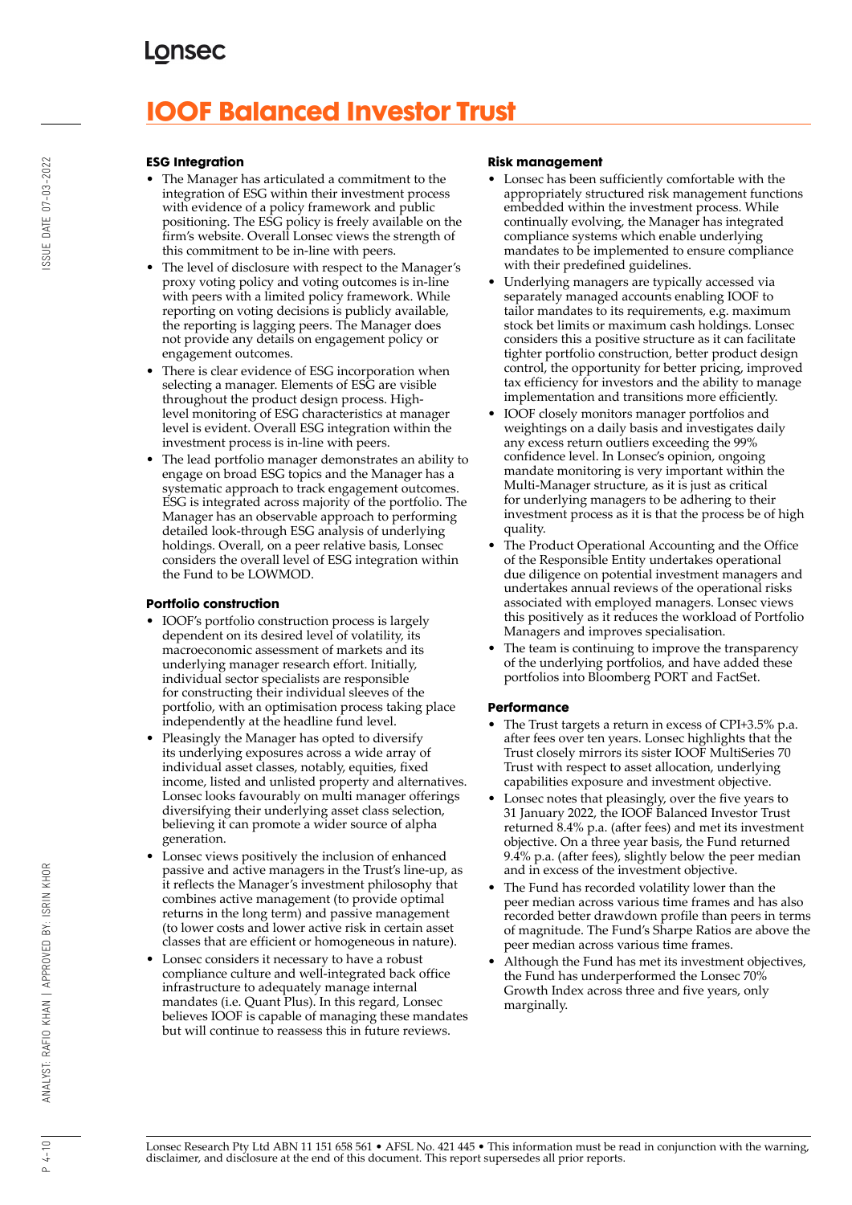# IOOF Balanced Investor Trust

### ESG Integration

- The Manager has articulated a commitment to the integration of ESG within their investment process with evidence of a policy framework and public positioning. The ESG policy is freely available on the firm's website. Overall Lonsec views the strength of this commitment to be in-line with peers.
- The level of disclosure with respect to the Manager's proxy voting policy and voting outcomes is in-line with peers with a limited policy framework. While reporting on voting decisions is publicly available, the reporting is lagging peers. The Manager does not provide any details on engagement policy or engagement outcomes.
- There is clear evidence of ESG incorporation when selecting a manager. Elements of ESG are visible throughout the product design process. High-level monitoring of ESG characteristics at manager level is evident. Overall ESG integration within the investment process is in-line with peers.
- The lead portfolio manager demonstrates an ability to engage on broad ESG topics and the Manager has a systematic approach to track engagement outcomes. ESG is integrated across majority of the portfolio. The Manager has an observable approach to performing detailed look-through ESG analysis of underlying holdings. Overall, on a peer relative basis, Lonsec considers the overall level of ESG integration within the Fund to be LOWMOD.

### Portfolio construction

- IOOF's portfolio construction process is largely dependent on its desired level of volatility, its macroeconomic assessment of markets and its underlying manager research effort. Initially, individual sector specialists are responsible for constructing their individual sleeves of the portfolio, with an optimisation process taking place independently at the headline fund level.
- Pleasingly the Manager has opted to diversify its underlying exposures across a wide array of individual asset classes, notably, equities, fixed income, listed and unlisted property and alternatives. Lonsec looks favourably on multi manager offerings diversifying their underlying asset class selection, believing it can promote a wider source of alpha generation.
- Lonsec views positively the inclusion of enhanced passive and active managers in the Trust's line-up, as it reflects the Manager's investment philosophy that combines active management (to provide optimal returns in the long term) and passive management (to lower costs and lower active risk in certain asset classes that are efficient or homogeneous in nature).
- Lonsec considers it necessary to have a robust compliance culture and well-integrated back office infrastructure to adequately manage internal mandates (i.e. Quant Plus). In this regard, Lonsec believes IOOF is capable of managing these mandates but will continue to reassess this in future reviews.

### Risk management

- Lonsec has been sufficiently comfortable with the appropriately structured risk management functions embedded within the investment process. While continually evolving, the Manager has integrated compliance systems which enable underlying mandates to be implemented to ensure compliance with their predefined guidelines.
- Underlying managers are typically accessed via separately managed accounts enabling IOOF to tailor mandates to its requirements, e.g. maximum stock bet limits or maximum cash holdings. Lonsec considers this a positive structure as it can facilitate tighter portfolio construction, better product design control, the opportunity for better pricing, improved tax efficiency for investors and the ability to manage implementation and transitions more efficiently.
- IOOF closely monitors manager portfolios and weightings on a daily basis and investigates daily any excess return outliers exceeding the 99% confidence level. In Lonsec's opinion, ongoing mandate monitoring is very important within the Multi-Manager structure, as it is just as critical for underlying managers to be adhering to their investment process as it is that the process be of high quality.
- The Product Operational Accounting and the Office of the Responsible Entity undertakes operational due diligence on potential investment managers and undertakes annual reviews of the operational risks associated with employed managers. Lonsec views this positively as it reduces the workload of Portfolio Managers and improves specialisation.
- The team is continuing to improve the transparency of the underlying portfolios, and have added these portfolios into Bloomberg PORT and FactSet.

### Performance

- The Trust targets a return in excess of CPI+3.5% p.a. after fees over ten years. Lonsec highlights that the Trust closely mirrors its sister IOOF MultiSeries 70 Trust with respect to asset allocation, underlying capabilities exposure and investment objective.
- Lonsec notes that pleasingly, over the five years to 31 January 2022, the IOOF Balanced Investor Trust returned 8.4% p.a. (after fees) and met its investment objective. On a three year basis, the Fund returned 9.4% p.a. (after fees), slightly below the peer median and in excess of the investment objective.
- The Fund has recorded volatility lower than the peer median across various time frames and has also recorded better drawdown profile than peers in terms of magnitude. The Fund's Sharpe Ratios are above the peer median across various time frames.
- Although the Fund has met its investment objectives, the Fund has underperformed the Lonsec 70% Growth Index across three and five years, only marginally.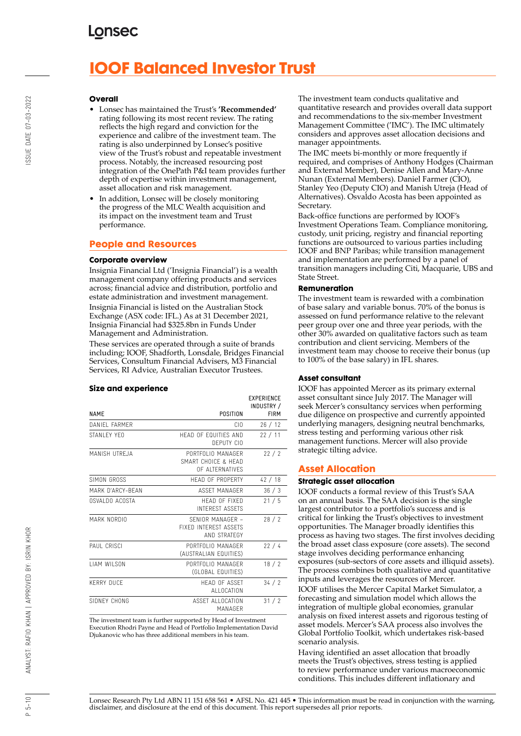# IOOF Balanced Investor Trust

### Overall

- Lonsec has maintained the Trust's **'Recommended'** rating following its most recent review. The rating reflects the high regard and conviction for the experience and calibre of the investment team. The rating is also underpinned by Lonsec's positive view of the Trust's robust and repeatable investment process. Notably, the increased resourcing post integration of the OnePath P&I team provides further depth of expertise within investment management, asset allocation and risk management.
- In addition, Lonsec will be closely monitoring the progress of the MLC Wealth acquisition and its impact on the investment team and Trust performance.

## People and Resources

### Corporate overview

Insignia Financial Ltd ('Insignia Financial') is a wealth management company offering products and services across; financial advice and distribution, portfolio and estate administration and investment management.

Insignia Financial is listed on the Australian Stock Exchange (ASX code: IFL.) As at 31 December 2021, Insignia Financial had $325.8bn in Funds Under Management and Administration.

These services are operated through a suite of brands including; IOOF, Shadforth, Lonsdale, Bridges Financial Services, Consultum Financial Advisers, M3 Financial Services, RI Advice, Australian Executor Trustees.

### Size and experience

| NAME | POSITION | EXPERIENCE INDUSTRY / FIRM |
|---|---|---|
| DANIEL FARMER | CIO | 26 / 12 |
| STANLEY YEO | HEAD OF EQUITIES AND DEPUTY CIO | 22 / 11 |
| MANISH UTREJA | PORTFOLIO MANAGER SMART CHOICE & HEAD OF ALTERNATIVES | 22 / 2 |
| SIMON GROSS | HEAD OF PROPERTY | 42 / 18 |
| MARK D'ARCY-BEAN | ASSET MANAGER | 36 / 3 |
| OSVALDO ACOSTA | HEAD OF FIXED INTEREST ASSETS | 21 / 5 |
| MARK NORDIO | SENIOR MANAGER – FIXED INTEREST ASSETS AND STRATEGY | 28 / 2 |
| PAUL CRISCI | PORTFOLIO MANAGER (AUSTRALIAN EQUITIES) | 22 / 4 |
| LIAM WILSON | PORTFOLIO MANAGER (GLOBAL EQUITIES) | 18 / 2 |
| KERRY DUCE | HEAD OF ASSET ALLOCATION | 34 / 2 |
| SIDNEY CHONG | ASSET ALLOCATION MANAGER | 31 / 2 |

The investment team is further supported by Head of Investment Execution Rhodri Payne and Head of Portfolio Implementation David Djukanovic who has three additional members in his team.

The investment team conducts qualitative and quantitative research and provides overall data support and recommendations to the six-member Investment Management Committee ('IMC'). The IMC ultimately considers and approves asset allocation decisions and manager appointments.

The IMC meets bi-monthly or more frequently if required, and comprises of Anthony Hodges (Chairman and External Member), Denise Allen and Mary-Anne Nunan (External Members). Daniel Farmer (CIO), Stanley Yeo (Deputy CIO) and Manish Utreja (Head of Alternatives). Osvaldo Acosta has been appointed as Secretary.

Back-office functions are performed by IOOF's Investment Operations Team. Compliance monitoring, custody, unit pricing, registry and financial reporting functions are outsourced to various parties including IOOF and BNP Paribas; while transition management and implementation are performed by a panel of transition managers including Citi, Macquarie, UBS and State Street.

### Remuneration

The investment team is rewarded with a combination of base salary and variable bonus. 70% of the bonus is assessed on fund performance relative to the relevant peer group over one and three year periods, with the other 30% awarded on qualitative factors such as team contribution and client servicing. Members of the investment team may choose to receive their bonus (up to 100% of the base salary) in IFL shares.

### Asset consultant

IOOF has appointed Mercer as its primary external asset consultant since July 2017. The Manager will seek Mercer's consultancy services when performing due diligence on prospective and currently appointed underlying managers, designing neutral benchmarks, stress testing and performing various other risk management functions. Mercer will also provide strategic tilting advice.

## Asset Allocation

### Strategic asset allocation

IOOF conducts a formal review of this Trust's SAA on an annual basis. The SAA decision is the single largest contributor to a portfolio's success and is critical for linking the Trust's objectives to investment opportunities. The Manager broadly identifies this process as having two stages. The first involves deciding the broad asset class exposure (core assets). The second stage involves deciding performance enhancing exposures (sub-sectors of core assets and illiquid assets). The process combines both qualitative and quantitative inputs and leverages the resources of Mercer.

IOOF utilises the Mercer Capital Market Simulator, a forecasting and simulation model which allows the integration of multiple global economies, granular analysis on fixed interest assets and rigorous testing of asset models. Mercer's SAA process also involves the Global Portfolio Toolkit, which undertakes risk-based scenario analysis.

Having identified an asset allocation that broadly meets the Trust's objectives, stress testing is applied to review performance under various macroeconomic conditions. This includes different inflationary and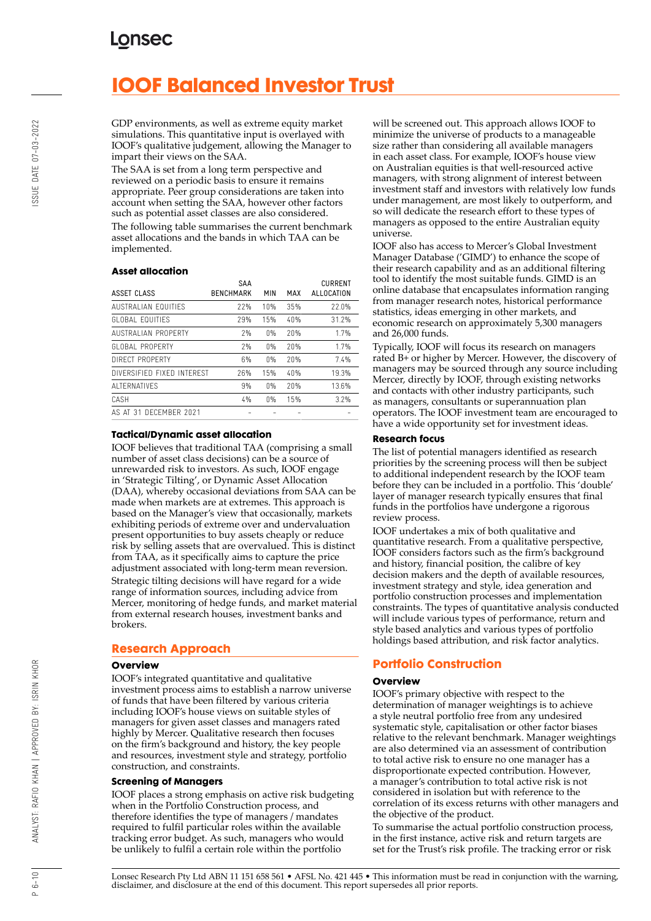# IOOF Balanced Investor Trust

GDP environments, as well as extreme equity market simulations. This quantitative input is overlayed with IOOF's qualitative judgement, allowing the Manager to impart their views on the SAA.

The SAA is set from a long term perspective and reviewed on a periodic basis to ensure it remains appropriate. Peer group considerations are taken into account when setting the SAA, however other factors such as potential asset classes are also considered.

The following table summarises the current benchmark asset allocations and the bands in which TAA can be implemented.

### Asset allocation

| ASSET CLASS | SAA BENCHMARK | MIN | MAX | CURRENT ALLOCATION |
|---|---|---|---|---|
| AUSTRALIAN EQUITIES | 22% | 10% | 35% | 22.0% |
| GLOBAL EQUITIES | 29% | 15% | 40% | 31.2% |
| AUSTRALIAN PROPERTY | 2% | 0% | 20% | 1.7% |
| GLOBAL PROPERTY | 2% | 0% | 20% | 1.7% |
| DIRECT PROPERTY | 6% | 0% | 20% | 7.4% |
| DIVERSIFIED FIXED INTEREST | 26% | 15% | 40% | 19.3% |
| ALTERNATIVES | 9% | 0% | 20% | 13.6% |
| CASH | 4% | 0% | 15% | 3.2% |
| AS AT 31 DECEMBER 2021 | - | - | - | - |

### Tactical/Dynamic asset allocation

IOOF believes that traditional TAA (comprising a small number of asset class decisions) can be a source of unrewarded risk to investors. As such, IOOF engage in 'Strategic Tilting', or Dynamic Asset Allocation (DAA), whereby occasional deviations from SAA can be made when markets are at extremes. This approach is based on the Manager's view that occasionally, markets exhibiting periods of extreme over and undervaluation present opportunities to buy assets cheaply or reduce risk by selling assets that are overvalued. This is distinct from TAA, as it specifically aims to capture the price adjustment associated with long-term mean reversion.

Strategic tilting decisions will have regard for a wide range of information sources, including advice from Mercer, monitoring of hedge funds, and market material from external research houses, investment banks and brokers.

## Research Approach

### Overview

IOOF's integrated quantitative and qualitative investment process aims to establish a narrow universe of funds that have been filtered by various criteria including IOOF's house views on suitable styles of managers for given asset classes and managers rated highly by Mercer. Qualitative research then focuses on the firm's background and history, the key people and resources, investment style and strategy, portfolio construction, and constraints.

### Screening of Managers

IOOF places a strong emphasis on active risk budgeting when in the Portfolio Construction process, and therefore identifies the type of managers / mandates required to fulfil particular roles within the available tracking error budget. As such, managers who would be unlikely to fulfil a certain role within the portfolio will be screened out. This approach allows IOOF to minimize the universe of products to a manageable size rather than considering all available managers in each asset class. For example, IOOF's house view on Australian equities is that well-resourced active managers, with strong alignment of interest between investment staff and investors with relatively low funds under management, are most likely to outperform, and so will dedicate the research effort to these types of managers as opposed to the entire Australian equity universe.

IOOF also has access to Mercer's Global Investment Manager Database ('GIMD') to enhance the scope of their research capability and as an additional filtering tool to identify the most suitable funds. GIMD is an online database that encapsulates information ranging from manager research notes, historical performance statistics, ideas emerging in other markets, and economic research on approximately 5,300 managers and 26,000 funds.

Typically, IOOF will focus its research on managers rated B+ or higher by Mercer. However, the discovery of managers may be sourced through any source including Mercer, directly by IOOF, through existing networks and contacts with other industry participants, such as managers, consultants or superannuation plan operators. The IOOF investment team are encouraged to have a wide opportunity set for investment ideas.

### Research focus

The list of potential managers identified as research priorities by the screening process will then be subject to additional independent research by the IOOF team before they can be included in a portfolio. This 'double' layer of manager research typically ensures that final funds in the portfolios have undergone a rigorous review process.

IOOF undertakes a mix of both qualitative and quantitative research. From a qualitative perspective, IOOF considers factors such as the firm's background and history, financial position, the calibre of key decision makers and the depth of available resources, investment strategy and style, idea generation and portfolio construction processes and implementation constraints. The types of quantitative analysis conducted will include various types of performance, return and style based analytics and various types of portfolio holdings based attribution, and risk factor analytics.

## Portfolio Construction

### Overview

IOOF's primary objective with respect to the determination of manager weightings is to achieve a style neutral portfolio free from any undesired systematic style, capitalisation or other factor biases relative to the relevant benchmark. Manager weightings are also determined via an assessment of contribution to total active risk to ensure no one manager has a disproportionate expected contribution. However, a manager's contribution to total active risk is not considered in isolation but with reference to the correlation of its excess returns with other managers and the objective of the product.

To summarise the actual portfolio construction process, in the first instance, active risk and return targets are set for the Trust's risk profile. The tracking error or risk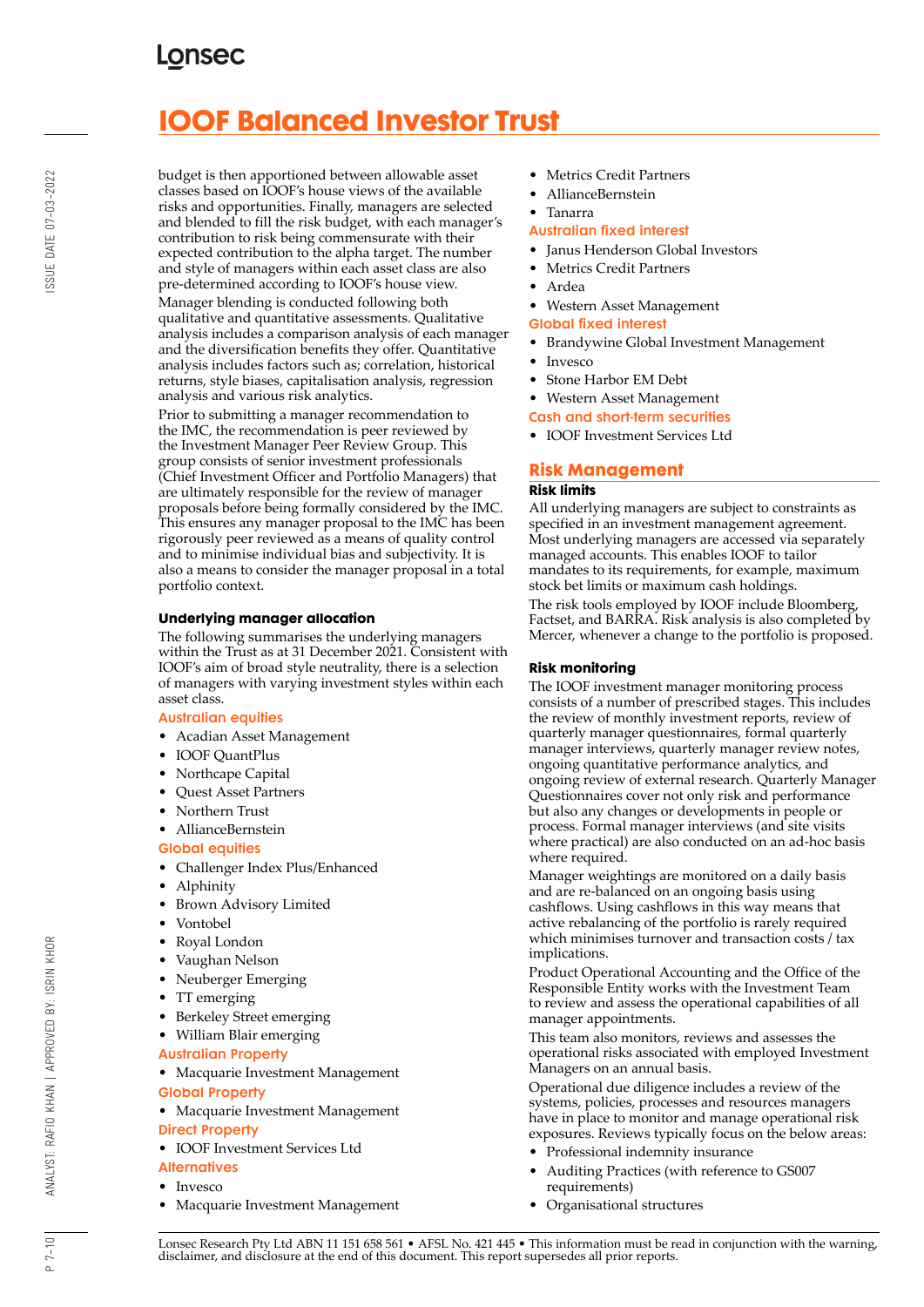budget is then apportioned between allowable asset classes based on IOOF's house views of the available risks and opportunities. Finally, managers are selected and blended to fill the risk budget, with each manager's contribution to risk being commensurate with their expected contribution to the alpha target. The number and style of managers within each asset class are also pre-determined according to IOOF's house view.

Manager blending is conducted following both qualitative and quantitative assessments. Qualitative analysis includes a comparison analysis of each manager and the diversification benefits they offer. Quantitative analysis includes factors such as; correlation, historical returns, style biases, capitalisation analysis, regression analysis and various risk analytics.

Prior to submitting a manager recommendation to the IMC, the recommendation is peer reviewed by the Investment Manager Peer Review Group. This group consists of senior investment professionals (Chief Investment Officer and Portfolio Managers) that are ultimately responsible for the review of manager proposals before being formally considered by the IMC. This ensures any manager proposal to the IMC has been rigorously peer reviewed as a means of quality control and to minimise individual bias and subjectivity. It is also a means to consider the manager proposal in a total portfolio context.

### Underlying manager allocation

The following summarises the underlying managers within the Trust as at 31 December 2021. Consistent with IOOF's aim of broad style neutrality, there is a selection of managers with varying investment styles within each asset class.

#### Australian equities

- Acadian Asset Management
- IOOF QuantPlus
- Northcape Capital
- Quest Asset Partners
- Northern Trust
- AllianceBernstein

#### Global equities

- Challenger Index Plus/Enhanced
- Alphinity
- Brown Advisory Limited
- Vontobel
- Royal London
- Vaughan Nelson
- Neuberger Emerging
- TT emerging
- Berkeley Street emerging
- William Blair emerging

#### Australian Property

- Macquarie Investment Management

#### Global Property

- Macquarie Investment Management

#### Direct Property

- IOOF Investment Services Ltd

#### Alternatives

- Invesco
- Macquarie Investment Management
- Metrics Credit Partners
- AllianceBernstein
- Tanarra

#### Australian fixed interest

- Janus Henderson Global Investors
- Metrics Credit Partners
- Ardea
- Western Asset Management

#### Global fixed interest

- Brandywine Global Investment Management
- Invesco
- Stone Harbor EM Debt
- Western Asset Management

#### Cash and short-term securities

- IOOF Investment Services Ltd

## Risk Management

### Risk limits

All underlying managers are subject to constraints as specified in an investment management agreement. Most underlying managers are accessed via separately managed accounts. This enables IOOF to tailor mandates to its requirements, for example, maximum stock bet limits or maximum cash holdings.

The risk tools employed by IOOF include Bloomberg, Factset, and BARRA. Risk analysis is also completed by Mercer, whenever a change to the portfolio is proposed.

### Risk monitoring

The IOOF investment manager monitoring process consists of a number of prescribed stages. This includes the review of monthly investment reports, review of quarterly manager questionnaires, formal quarterly manager interviews, quarterly manager review notes, ongoing quantitative performance analytics, and ongoing review of external research. Quarterly Manager Questionnaires cover not only risk and performance but also any changes or developments in people or process. Formal manager interviews (and site visits where practical) are also conducted on an ad-hoc basis where required.

Manager weightings are monitored on a daily basis and are re-balanced on an ongoing basis using cashflows. Using cashflows in this way means that active rebalancing of the portfolio is rarely required which minimises turnover and transaction costs / tax implications.

Product Operational Accounting and the Office of the Responsible Entity works with the Investment Team to review and assess the operational capabilities of all manager appointments.

This team also monitors, reviews and assesses the operational risks associated with employed Investment Managers on an annual basis.

Operational due diligence includes a review of the systems, policies, processes and resources managers have in place to monitor and manage operational risk exposures. Reviews typically focus on the below areas:

- Professional indemnity insurance
- Auditing Practices (with reference to GS007 requirements)
- Organisational structures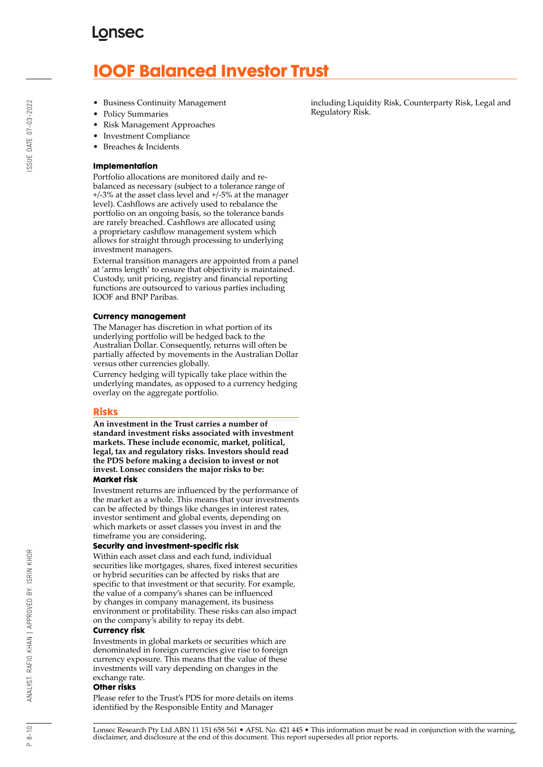- Business Continuity Management
- Policy Summaries
- Risk Management Approaches
- Investment Compliance
- Breaches & Incidents

### Implementation

Portfolio allocations are monitored daily and re-balanced as necessary (subject to a tolerance range of +/-3% at the asset class level and +/-5% at the manager level). Cashflows are actively used to rebalance the portfolio on an ongoing basis, so the tolerance bands are rarely breached. Cashflows are allocated using a proprietary cashflow management system which allows for straight through processing to underlying investment managers.

External transition managers are appointed from a panel at 'arms length' to ensure that objectivity is maintained. Custody, unit pricing, registry and financial reporting functions are outsourced to various parties including IOOF and BNP Paribas.

### Currency management

The Manager has discretion in what portion of its underlying portfolio will be hedged back to the Australian Dollar. Consequently, returns will often be partially affected by movements in the Australian Dollar versus other currencies globally.

Currency hedging will typically take place within the underlying mandates, as opposed to a currency hedging overlay on the aggregate portfolio.

## Risks

**An investment in the Trust carries a number of standard investment risks associated with investment markets. These include economic, market, political, legal, tax and regulatory risks. Investors should read the PDS before making a decision to invest or not invest. Lonsec considers the major risks to be:**

### Market risk

Investment returns are influenced by the performance of the market as a whole. This means that your investments can be affected by things like changes in interest rates, investor sentiment and global events, depending on which markets or asset classes you invest in and the timeframe you are considering.

### Security and investment-specific risk

Within each asset class and each fund, individual securities like mortgages, shares, fixed interest securities or hybrid securities can be affected by risks that are specific to that investment or that security. For example, the value of a company's shares can be influenced by changes in company management, its business environment or profitability. These risks can also impact on the company's ability to repay its debt.

### Currency risk

Investments in global markets or securities which are denominated in foreign currencies give rise to foreign currency exposure. This means that the value of these investments will vary depending on changes in the exchange rate.

### Other risks

Please refer to the Trust's PDS for more details on items identified by the Responsible Entity and Manager including Liquidity Risk, Counterparty Risk, Legal and Regulatory Risk.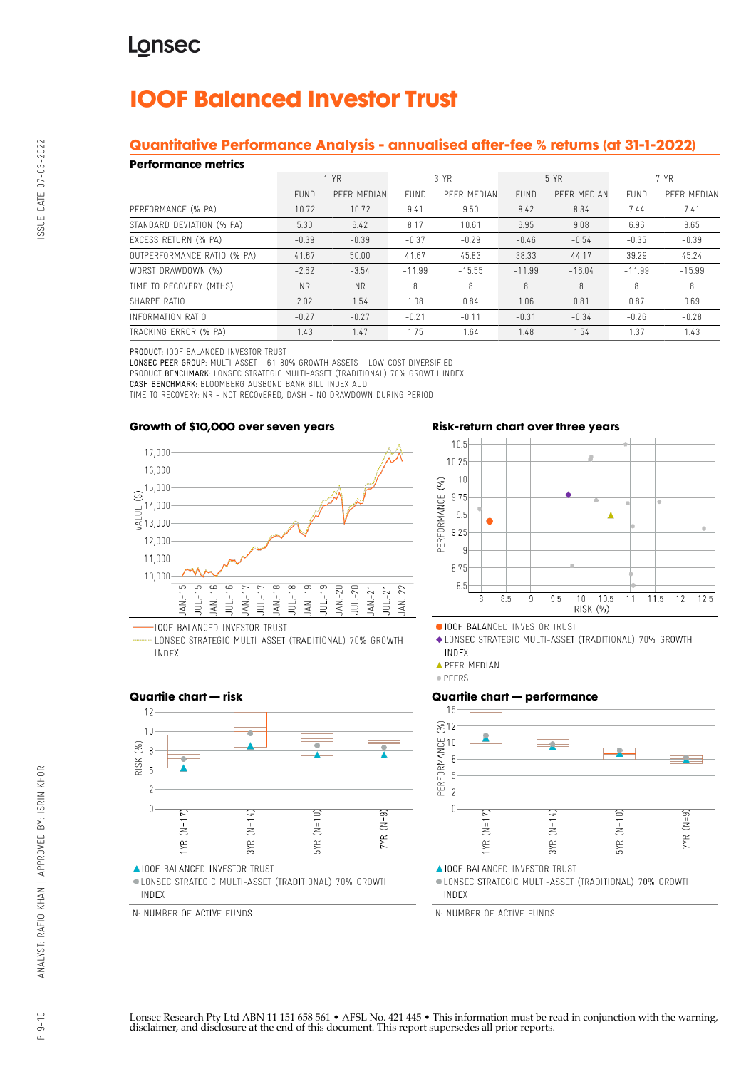# IOOF Balanced Investor Trust

## Quantitative Performance Analysis - annualised after-fee % returns (at 31-1-2022)

### Performance metrics

| | 1 YR | | 3 YR | | 5 YR | | 7 YR | |
|---|---|---|---|---|---|---|---|---|
| | FUND | PEER MEDIAN | FUND | PEER MEDIAN | FUND | PEER MEDIAN | FUND | PEER MEDIAN |
| PERFORMANCE (% PA) | 10.72 | 10.72 | 9.41 | 9.50 | 8.42 | 8.34 | 7.44 | 7.41 |
| STANDARD DEVIATION (% PA) | 5.30 | 6.42 | 8.17 | 10.61 | 6.95 | 9.08 | 6.96 | 8.65 |
| EXCESS RETURN (% PA) | -0.39 | -0.39 | -0.37 | -0.29 | -0.46 | -0.54 | -0.35 | -0.39 |
| OUTPERFORMANCE RATIO (% PA) | 41.67 | 50.00 | 41.67 | 45.83 | 38.33 | 44.17 | 39.29 | 45.24 |
| WORST DRAWDOWN (%) | -2.62 | -3.54 | -11.99 | -15.55 | -11.99 | -16.04 | -11.99 | -15.99 |
| TIME TO RECOVERY (MTHS) | NR | NR | 8 | 8 | 8 | 8 | 8 | 8 |
| SHARPE RATIO | 2.02 | 1.54 | 1.08 | 0.84 | 1.06 | 0.81 | 0.87 | 0.69 |
| INFORMATION RATIO | -0.27 | -0.27 | -0.21 | -0.11 | -0.31 | -0.34 | -0.26 | -0.28 |
| TRACKING ERROR (% PA) | 1.43 | 1.47 | 1.75 | 1.64 | 1.48 | 1.54 | 1.37 | 1.43 |

**PRODUCT:** IOOF BALANCED INVESTOR TRUST
**LONSEC PEER GROUP:** MULTI-ASSET - 61-80% GROWTH ASSETS - LOW-COST DIVERSIFIED
**PRODUCT BENCHMARK:** LONSEC STRATEGIC MULTI-ASSET (TRADITIONAL) 70% GROWTH INDEX
**CASH BENCHMARK:** BLOOMBERG AUSBOND BANK BILL INDEX AUD
TIME TO RECOVERY: NR - NOT RECOVERED, DASH - NO DRAWDOWN DURING PERIOD

### Growth of $10,000 over seven years

IOOF BALANCED INVESTOR TRUST
LONSEC STRATEGIC MULTI-ASSET (TRADITIONAL) 70% GROWTH INDEX

### Risk-return chart over three years

IOOF BALANCED INVESTOR TRUST
LONSEC STRATEGIC MULTI-ASSET (TRADITIONAL) 70% GROWTH INDEX
PEER MEDIAN
PEERS

### Quartile chart — risk

IOOF BALANCED INVESTOR TRUST
LONSEC STRATEGIC MULTI-ASSET (TRADITIONAL) 70% GROWTH INDEX

N: NUMBER OF ACTIVE FUNDS

### Quartile chart — performance

IOOF BALANCED INVESTOR TRUST
LONSEC STRATEGIC MULTI-ASSET (TRADITIONAL) 70% GROWTH INDEX

N: NUMBER OF ACTIVE FUNDS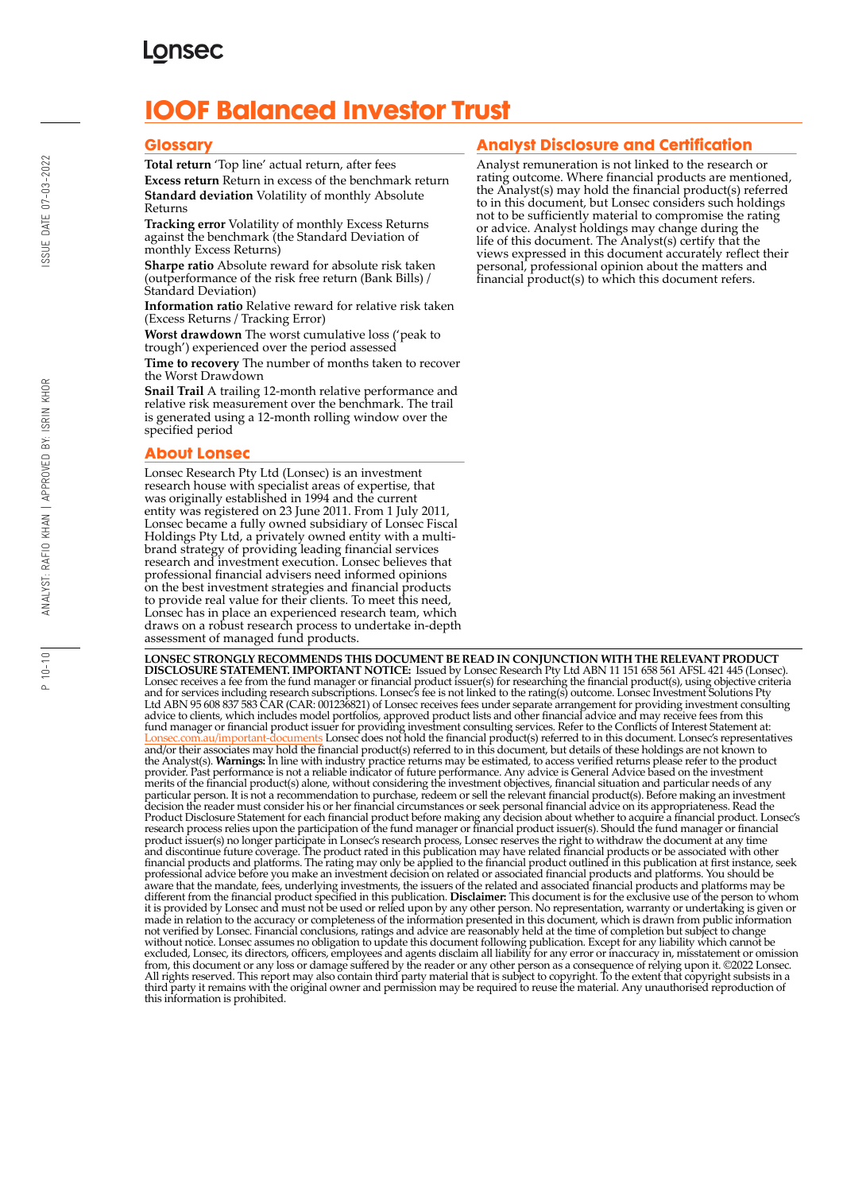# IOOF Balanced Investor Trust

## Glossary

**Total return** 'Top line' actual return, after fees

**Excess return** Return in excess of the benchmark return

**Standard deviation** Volatility of monthly Absolute Returns

**Tracking error** Volatility of monthly Excess Returns against the benchmark (the Standard Deviation of monthly Excess Returns)

**Sharpe ratio** Absolute reward for absolute risk taken (outperformance of the risk free return (Bank Bills) / Standard Deviation)

**Information ratio** Relative reward for relative risk taken (Excess Returns / Tracking Error)

**Worst drawdown** The worst cumulative loss ('peak to trough') experienced over the period assessed

**Time to recovery** The number of months taken to recover the Worst Drawdown

**Snail Trail** A trailing 12-month relative performance and relative risk measurement over the benchmark. The trail is generated using a 12-month rolling window over the specified period

## About Lonsec

Lonsec Research Pty Ltd (Lonsec) is an investment research house with specialist areas of expertise, that was originally established in 1994 and the current entity was registered on 23 June 2011. From 1 July 2011, Lonsec became a fully owned subsidiary of Lonsec Fiscal Holdings Pty Ltd, a privately owned entity with a multi-brand strategy of providing leading financial services research and investment execution. Lonsec believes that professional financial advisers need informed opinions on the best investment strategies and financial products to provide real value for their clients. To meet this need, Lonsec has in place an experienced research team, which draws on a robust research process to undertake in-depth assessment of managed fund products.

## Analyst Disclosure and Certification

Analyst remuneration is not linked to the research or rating outcome. Where financial products are mentioned, the Analyst(s) may hold the financial product(s) referred to in this document, but Lonsec considers such holdings not to be sufficiently material to compromise the rating or advice. Analyst holdings may change during the life of this document. The Analyst(s) certify that the views expressed in this document accurately reflect their personal, professional opinion about the matters and financial product(s) to which this document refers.

**LONSEC STRONGLY RECOMMENDS THIS DOCUMENT BE READ IN CONJUNCTION WITH THE RELEVANT PRODUCT DISCLOSURE STATEMENT. IMPORTANT NOTICE:** Issued by Lonsec Research Pty Ltd ABN 11 151 658 561 AFSL 421 445 (Lonsec). Lonsec receives a fee from the fund manager or financial product issuer(s) for researching the financial product(s), using objective criteria and for services including research subscriptions. Lonsec's fee is not linked to the rating(s) outcome. Lonsec Investment Solutions Pty Ltd ABN 95 608 837 583 CAR (CAR: 001236821) of Lonsec receives fees under separate arrangement for providing investment consulting advice to clients, which includes model portfolios, approved product lists and other financial advice and may receive fees from this fund manager or financial product issuer for providing investment consulting services. Refer to the Conflicts of Interest Statement at: Lonsec.com.au/important-documents Lonsec does not hold the financial product(s) referred to in this document. Lonsec's representatives and/or their associates may hold the financial product(s) referred to in this document, but details of these holdings are not known to the Analyst(s). **Warnings:** In line with industry practice returns may be estimated, to access verified returns please refer to the product provider. Past performance is not a reliable indicator of future performance. Any advice is General Advice based on the investment merits of the financial product(s) alone, without considering the investment objectives, financial situation and particular needs of any particular person. It is not a recommendation to purchase, redeem or sell the relevant financial product(s). Before making an investment decision the reader must consider his or her financial circumstances or seek personal financial advice on its appropriateness. Read the Product Disclosure Statement for each financial product before making any decision about whether to acquire a financial product. Lonsec's research process relies upon the participation of the fund manager or financial product issuer(s). Should the fund manager or financial product issuer(s) no longer participate in Lonsec's research process, Lonsec reserves the right to withdraw the document at any time and discontinue future coverage. The product rated in this publication may have related financial products or be associated with other financial products and platforms. The rating may only be applied to the financial product outlined in this publication at first instance, seek professional advice before you make an investment decision on related or associated financial products and platforms. You should be aware that the mandate, fees, underlying investments, the issuers of the related and associated financial products and platforms may be different from the financial product specified in this publication. **Disclaimer:** This document is for the exclusive use of the person to whom it is provided by Lonsec and must not be used or relied upon by any other person. No representation, warranty or undertaking is given or made in relation to the accuracy or completeness of the information presented in this document, which is drawn from public information not verified by Lonsec. Financial conclusions, ratings and advice are reasonably held at the time of completion but subject to change without notice. Lonsec assumes no obligation to update this document following publication. Except for any liability which cannot be excluded, Lonsec, its directors, officers, employees and agents disclaim all liability for any error or inaccuracy in, misstatement or omission from, this document or any loss or damage suffered by the reader or any other person as a consequence of relying upon it. ©2022 Lonsec. All rights reserved. This report may also contain third party material that is subject to copyright. To the extent that copyright subsists in a third party it remains with the original owner and permission may be required to reuse the material. Any unauthorised reproduction of this information is prohibited.